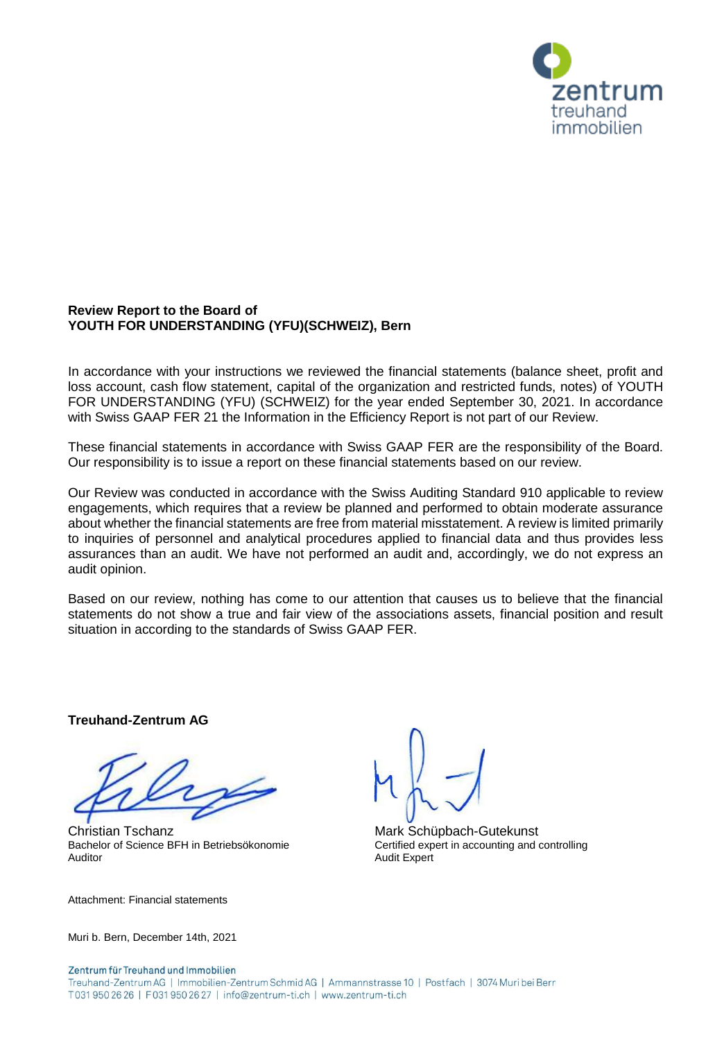zentrum
treuhand
immobilien

**Review Report to the Board of**
**YOUTH FOR UNDERSTANDING (YFU)(SCHWEIZ), Bern**

In accordance with your instructions we reviewed the financial statements (balance sheet, profit and loss account, cash flow statement, capital of the organization and restricted funds, notes) of YOUTH FOR UNDERSTANDING (YFU) (SCHWEIZ) for the year ended September 30, 2021. In accordance with Swiss GAAP FER 21 the Information in the Efficiency Report is not part of our Review.

These financial statements in accordance with Swiss GAAP FER are the responsibility of the Board. Our responsibility is to issue a report on these financial statements based on our review.

Our Review was conducted in accordance with the Swiss Auditing Standard 910 applicable to review engagements, which requires that a review be planned and performed to obtain moderate assurance about whether the financial statements are free from material misstatement. A review is limited primarily to inquiries of personnel and analytical procedures applied to financial data and thus provides less assurances than an audit. We have not performed an audit and, accordingly, we do not express an audit opinion.

Based on our review, nothing has come to our attention that causes us to believe that the financial statements do not show a true and fair view of the associations assets, financial position and result situation in according to the standards of Swiss GAAP FER.

**Treuhand-Zentrum AG**

Christian Tschanz
Bachelor of Science BFH in Betriebsökonomie
Auditor

Mark Schüpbach-Gutekunst
Certified expert in accounting and controlling
Audit Expert

Attachment: Financial statements

Muri b. Bern, December 14th, 2021

Zentrum für Treuhand und Immobilien
Treuhand-Zentrum AG | Immobilien-Zentrum Schmid AG | Ammannstrasse 10 | Postfach | 3074 Muri bei Bern
T 031 950 26 26 | F 031 950 26 27 | info@zentrum-ti.ch | www.zentrum-ti.ch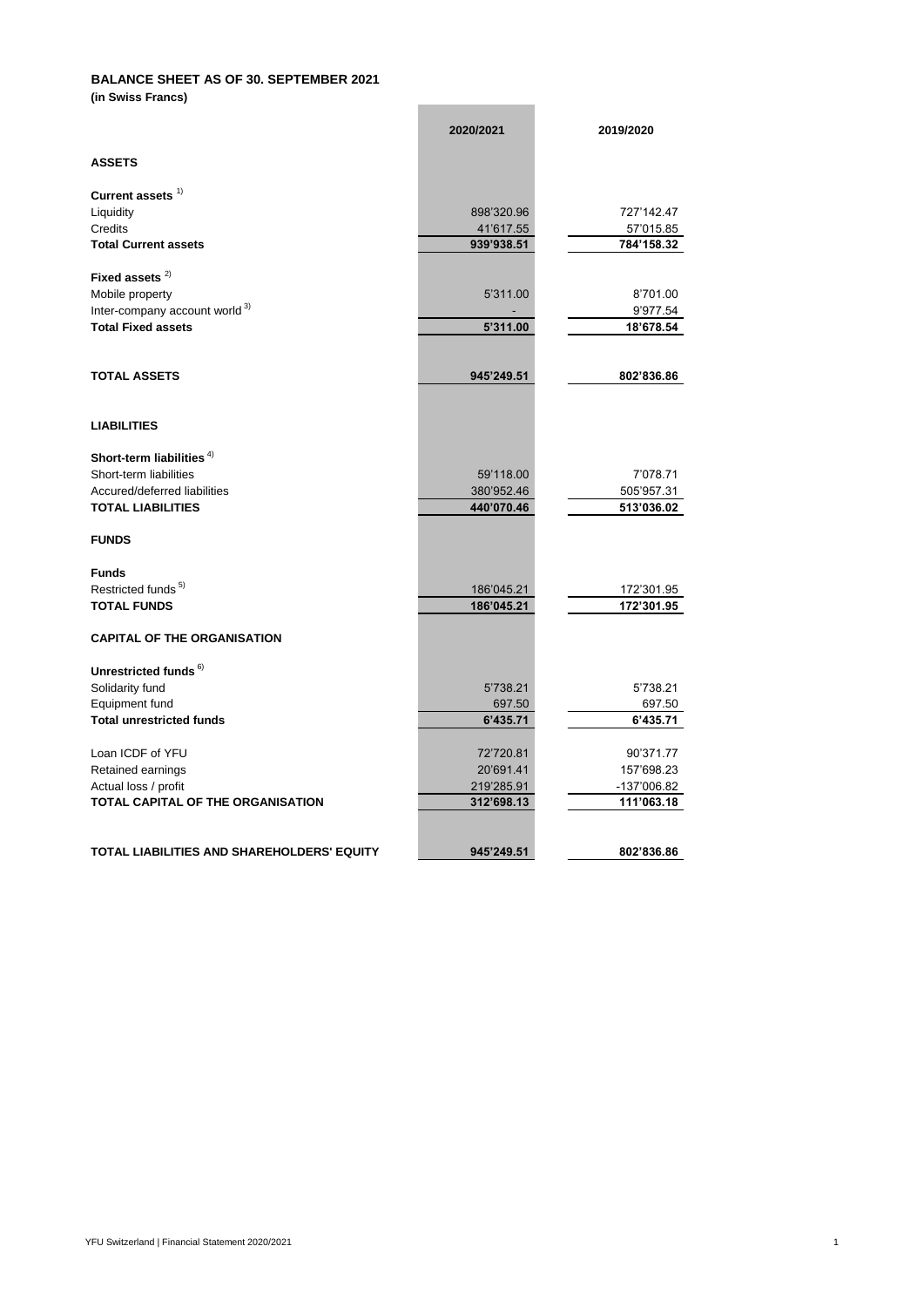## BALANCE SHEET AS OF 30. SEPTEMBER 2021

**(in Swiss Francs)**

| | 2020/2021 | 2019/2020 |
|---|---|---|
| **ASSETS** | | |
| | | |
| **Current assets** [1] | | |
| Liquidity | 898'320.96 | 727'142.47 |
| Credits | 41'617.55 | 57'015.85 |
| **Total Current assets** | **939'938.51** | **784'158.32** |
| | | |
| **Fixed assets** [2] | | |
| Mobile property | 5'311.00 | 8'701.00 |
| Inter-company account world [3] | - | 9'977.54 |
| **Total Fixed assets** | **5'311.00** | **18'678.54** |
| | | |
| **TOTAL ASSETS** | **945'249.51** | **802'836.86** |
| | | |
| **LIABILITIES** | | |
| | | |
| **Short-term liabilities** [4] | | |
| Short-term liabilities | 59'118.00 | 7'078.71 |
| Accured/deferred liabilities | 380'952.46 | 505'957.31 |
| **TOTAL LIABILITIES** | **440'070.46** | **513'036.02** |
| | | |
| **FUNDS** | | |
| | | |
| **Funds** | | |
| Restricted funds [5] | 186'045.21 | 172'301.95 |
| **TOTAL FUNDS** | **186'045.21** | **172'301.95** |
| | | |
| **CAPITAL OF THE ORGANISATION** | | |
| | | |
| **Unrestricted funds** [6] | | |
| Solidarity fund | 5'738.21 | 5'738.21 |
| Equipment fund | 697.50 | 697.50 |
| **Total unrestricted funds** | **6'435.71** | **6'435.71** |
| | | |
| Loan ICDF of YFU | 72'720.81 | 90'371.77 |
| Retained earnings | 20'691.41 | 157'698.23 |
| Actual loss / profit | 219'285.91 | -137'006.82 |
| **TOTAL CAPITAL OF THE ORGANISATION** | **312'698.13** | **111'063.18** |
| | | |
| **TOTAL LIABILITIES AND SHAREHOLDERS' EQUITY** | **945'249.51** | **802'836.86** |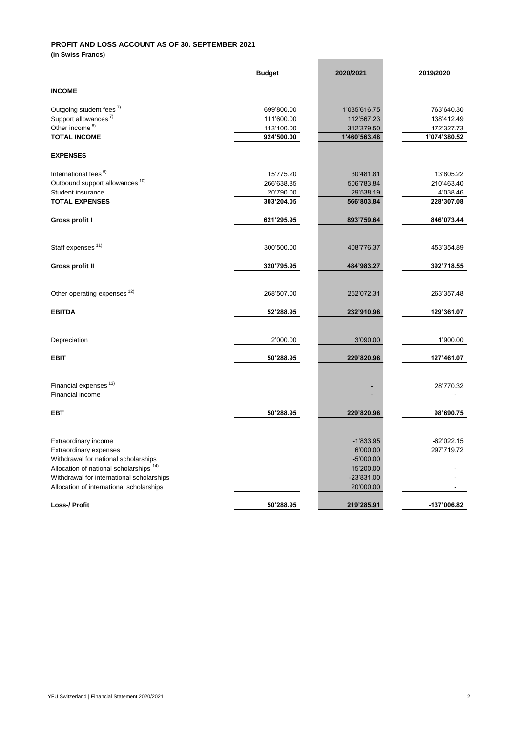**PROFIT AND LOSS ACCOUNT AS OF 30. SEPTEMBER 2021**
**(in Swiss Francs)**

| | Budget | 2020/2021 | 2019/2020 |
|---|---|---|---|
| **INCOME** | | | |
| Outgoing student fees [7)] | 699'800.00 | 1'035'616.75 | 763'640.30 |
| Support allowances [7)] | 111'600.00 | 112'567.23 | 138'412.49 |
| Other income [8)] | 113'100.00 | 312'379.50 | 172'327.73 |
| **TOTAL INCOME** | **924'500.00** | **1'460'563.48** | **1'074'380.52** |
| **EXPENSES** | | | |
| International fees [9)] | 15'775.20 | 30'481.81 | 13'805.22 |
| Outbound support allowances [10)] | 266'638.85 | 506'783.84 | 210'463.40 |
| Student insurance | 20'790.00 | 29'538.19 | 4'038.46 |
| **TOTAL EXPENSES** | **303'204.05** | **566'803.84** | **228'307.08** |
| **Gross profit I** | **621'295.95** | **893'759.64** | **846'073.44** |
| Staff expenses [11)] | 300'500.00 | 408'776.37 | 453'354.89 |
| **Gross profit II** | **320'795.95** | **484'983.27** | **392'718.55** |
| Other operating expenses [12)] | 268'507.00 | 252'072.31 | 263'357.48 |
| **EBITDA** | **52'288.95** | **232'910.96** | **129'361.07** |
| Depreciation | 2'000.00 | 3'090.00 | 1'900.00 |
| **EBIT** | **50'288.95** | **229'820.96** | **127'461.07** |
| Financial expenses [13)] | | - | 28'770.32 |
| Financial income | | - | - |
| **EBT** | **50'288.95** | **229'820.96** | **98'690.75** |
| Extraordinary income | | -1'833.95 | -62'022.15 |
| Extraordinary expenses | | 6'000.00 | 297'719.72 |
| Withdrawal for national scholarships | | -5'000.00 | |
| Allocation of national scholarships [14)] | | 15'200.00 | - |
| Withdrawal for international scholarships | | -23'831.00 | - |
| Allocation of international scholarships | | 20'000.00 | - |
| **Loss-/ Profit** | **50'288.95** | **219'285.91** | **-137'006.82** |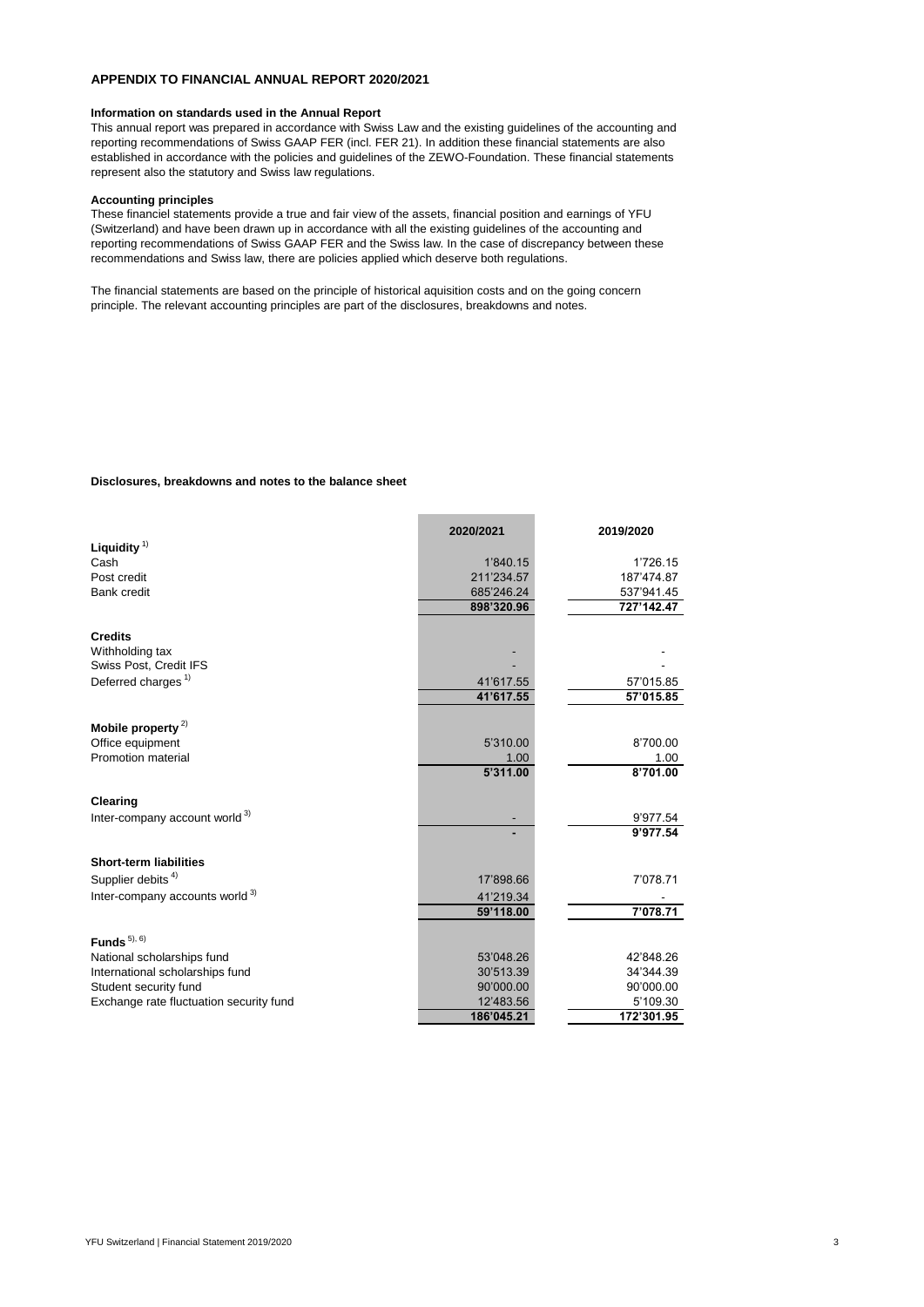## APPENDIX TO FINANCIAL ANNUAL REPORT 2020/2021

### Information on standards used in the Annual Report

This annual report was prepared in accordance with Swiss Law and the existing guidelines of the accounting and reporting recommendations of Swiss GAAP FER (incl. FER 21). In addition these financial statements are also established in accordance with the policies and guidelines of the ZEWO-Foundation. These financial statements represent also the statutory and Swiss law regulations.

### Accounting principles

These financiel statements provide a true and fair view of the assets, financial position and earnings of YFU (Switzerland) and have been drawn up in accordance with all the existing guidelines of the accounting and reporting recommendations of Swiss GAAP FER and the Swiss law. In the case of discrepancy between these recommendations and Swiss law, there are policies applied which deserve both regulations.

The financial statements are based on the principle of historical aquisition costs and on the going concern principle. The relevant accounting principles are part of the disclosures, breakdowns and notes.

### Disclosures, breakdowns and notes to the balance sheet

| | 2020/2021 | 2019/2020 |
|---|---|---|
| **Liquidity** [1] | | |
| Cash | 1'840.15 | 1'726.15 |
| Post credit | 211'234.57 | 187'474.87 |
| Bank credit | 685'246.24 | 537'941.45 |
| | **898'320.96** | **727'142.47** |
| **Credits** | | |
| Withholding tax | - | - |
| Swiss Post, Credit IFS | - | - |
| Deferred charges [1] | 41'617.55 | 57'015.85 |
| | **41'617.55** | **57'015.85** |
| **Mobile property** [2] | | |
| Office equipment | 5'310.00 | 8'700.00 |
| Promotion material | 1.00 | 1.00 |
| | **5'311.00** | **8'701.00** |
| **Clearing** | | |
| Inter-company account world [3] | - | 9'977.54 |
| | **-** | **9'977.54** |
| **Short-term liabilities** | | |
| Supplier debits [4] | 17'898.66 | 7'078.71 |
| Inter-company accounts world [3] | 41'219.34 | - |
| | **59'118.00** | **7'078.71** |
| **Funds** [5), 6)] | | |
| National scholarships fund | 53'048.26 | 42'848.26 |
| International scholarships fund | 30'513.39 | 34'344.39 |
| Student security fund | 90'000.00 | 90'000.00 |
| Exchange rate fluctuation security fund | 12'483.56 | 5'109.30 |
| | **186'045.21** | **172'301.95** |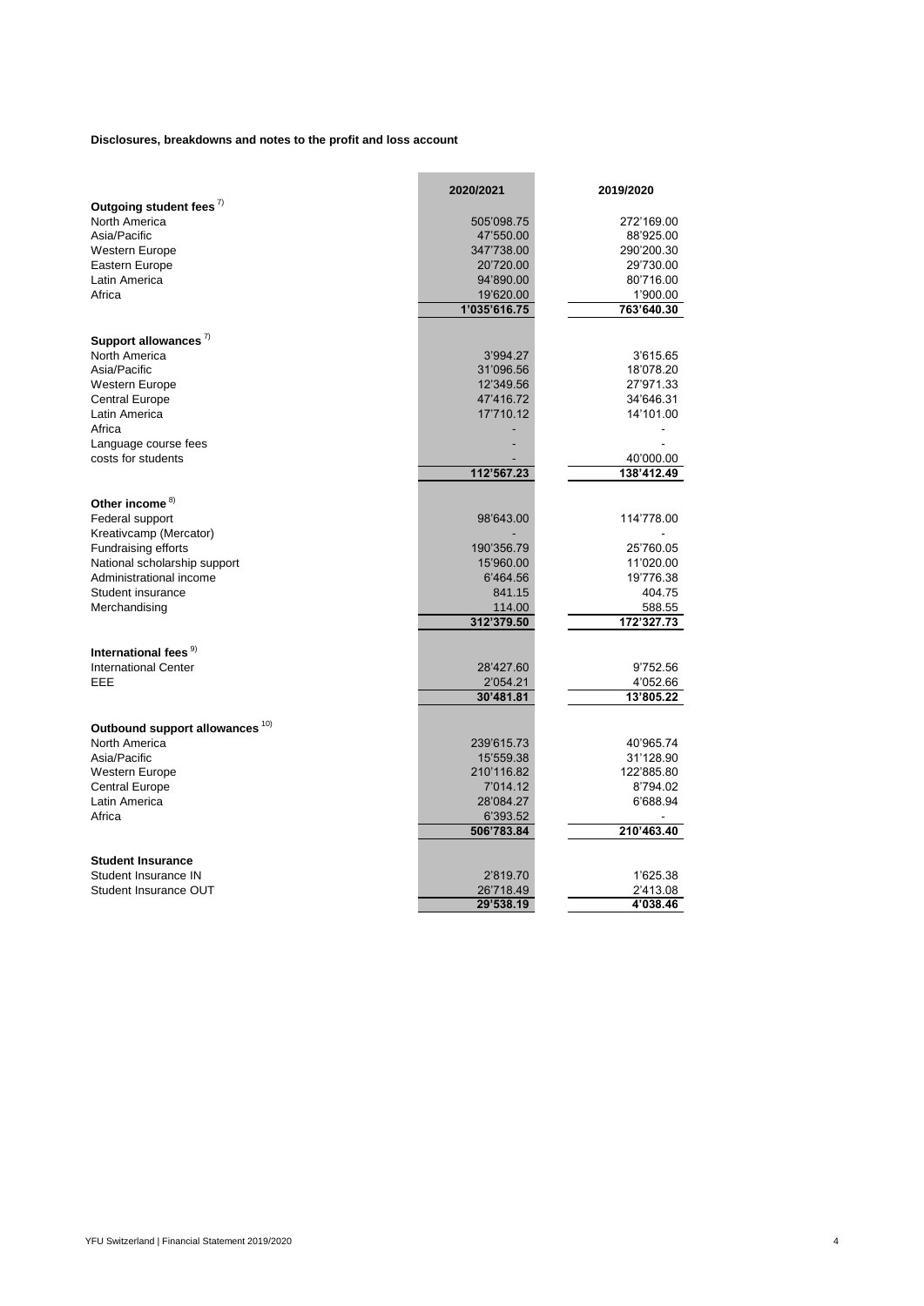**Disclosures, breakdowns and notes to the profit and loss account**

| | 2020/2021 | 2019/2020 |
|---|---|---|
| **Outgoing student fees** [7] | | |
| North America | 505'098.75 | 272'169.00 |
| Asia/Pacific | 47'550.00 | 88'925.00 |
| Western Europe | 347'738.00 | 290'200.30 |
| Eastern Europe | 20'720.00 | 29'730.00 |
| Latin America | 94'890.00 | 80'716.00 |
| Africa | 19'620.00 | 1'900.00 |
| | **1'035'616.75** | **763'640.30** |
| | | |
| **Support allowances** [7] | | |
| North America | 3'994.27 | 3'615.65 |
| Asia/Pacific | 31'096.56 | 18'078.20 |
| Western Europe | 12'349.56 | 27'971.33 |
| Central Europe | 47'416.72 | 34'646.31 |
| Latin America | 17'710.12 | 14'101.00 |
| Africa | - | - |
| Language course fees | - | - |
| costs for students | - | 40'000.00 |
| | **112'567.23** | **138'412.49** |
| | | |
| **Other income** [8] | | |
| Federal support | 98'643.00 | 114'778.00 |
| Kreativcamp (Mercator) | - | - |
| Fundraising efforts | 190'356.79 | 25'760.05 |
| National scholarship support | 15'960.00 | 11'020.00 |
| Administrational income | 6'464.56 | 19'776.38 |
| Student insurance | 841.15 | 404.75 |
| Merchandising | 114.00 | 588.55 |
| | **312'379.50** | **172'327.73** |
| | | |
| **International fees** [9] | | |
| International Center | 28'427.60 | 9'752.56 |
| EEE | 2'054.21 | 4'052.66 |
| | **30'481.81** | **13'805.22** |
| | | |
| **Outbound support allowances** [10] | | |
| North America | 239'615.73 | 40'965.74 |
| Asia/Pacific | 15'559.38 | 31'128.90 |
| Western Europe | 210'116.82 | 122'885.80 |
| Central Europe | 7'014.12 | 8'794.02 |
| Latin America | 28'084.27 | 6'688.94 |
| Africa | 6'393.52 | - |
| | **506'783.84** | **210'463.40** |
| | | |
| **Student Insurance** | | |
| Student Insurance IN | 2'819.70 | 1'625.38 |
| Student Insurance OUT | 26'718.49 | 2'413.08 |
| | **29'538.19** | **4'038.46** |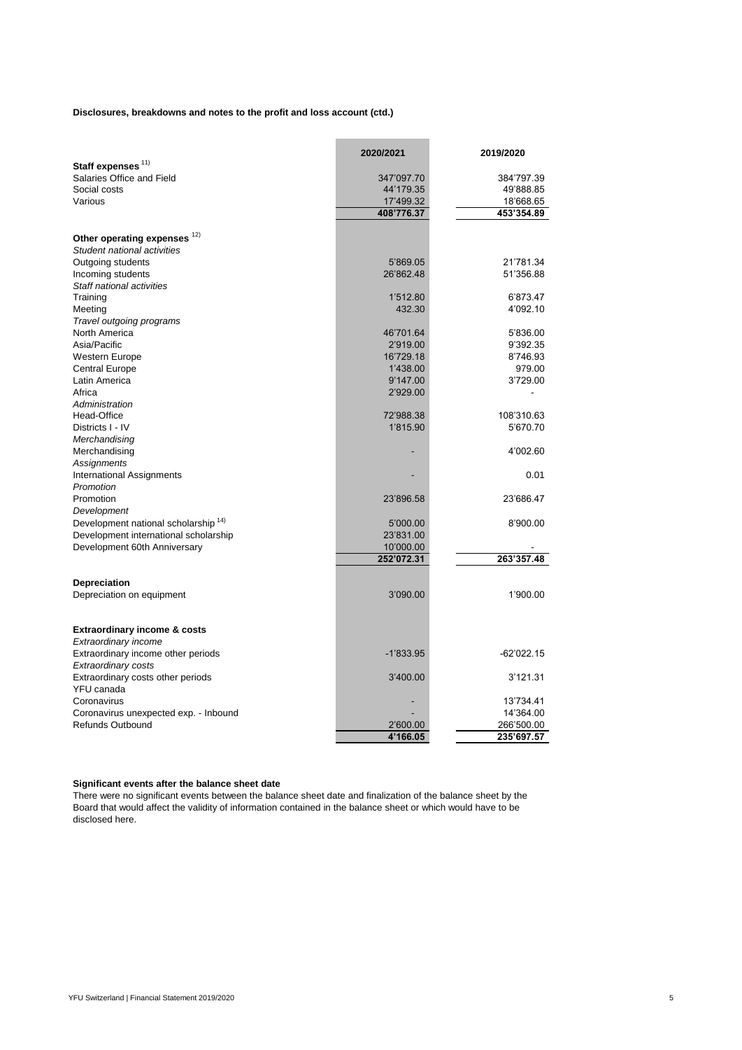**Disclosures, breakdowns and notes to the profit and loss account (ctd.)**

| | 2020/2021 | 2019/2020 |
|---|---|---|
| **Staff expenses** [11] | | |
| Salaries Office and Field | 347'097.70 | 384'797.39 |
| Social costs | 44'179.35 | 49'888.85 |
| Various | 17'499.32 | 18'668.65 |
| | **408'776.37** | **453'354.89** |
| | | |
| **Other operating expenses** [12] | | |
| *Student national activities* | | |
| Outgoing students | 5'869.05 | 21'781.34 |
| Incoming students | 26'862.48 | 51'356.88 |
| *Staff national activities* | | |
| Training | 1'512.80 | 6'873.47 |
| Meeting | 432.30 | 4'092.10 |
| *Travel outgoing programs* | | |
| North America | 46'701.64 | 5'836.00 |
| Asia/Pacific | 2'919.00 | 9'392.35 |
| Western Europe | 16'729.18 | 8'746.93 |
| Central Europe | 1'438.00 | 979.00 |
| Latin America | 9'147.00 | 3'729.00 |
| Africa | 2'929.00 | - |
| *Administration* | | |
| Head-Office | 72'988.38 | 108'310.63 |
| Districts I - IV | 1'815.90 | 5'670.70 |
| *Merchandising* | | |
| Merchandising | - | 4'002.60 |
| *Assignments* | | |
| International Assignments | - | 0.01 |
| *Promotion* | | |
| Promotion | 23'896.58 | 23'686.47 |
| *Development* | | |
| Development national scholarship [14] | 5'000.00 | 8'900.00 |
| Development international scholarship | 23'831.00 | |
| Development 60th Anniversary | 10'000.00 | - |
| | **252'072.31** | **263'357.48** |
| | | |
| **Depreciation** | | |
| Depreciation on equipment | 3'090.00 | 1'900.00 |
| | | |
| **Extraordinary income & costs** | | |
| *Extraordinary income* | | |
| Extraordinary income other periods | -1'833.95 | -62'022.15 |
| *Extraordinary costs* | | |
| Extraordinary costs other periods | 3'400.00 | 3'121.31 |
| YFU canada | | |
| Coronavirus | - | 13'734.41 |
| Coronavirus unexpected exp. - Inbound | - | 14'364.00 |
| Refunds Outbound | 2'600.00 | 266'500.00 |
| | **4'166.05** | **235'697.57** |

**Significant events after the balance sheet date**

There were no significant events between the balance sheet date and finalization of the balance sheet by the Board that would affect the validity of information contained in the balance sheet or which would have to be disclosed here.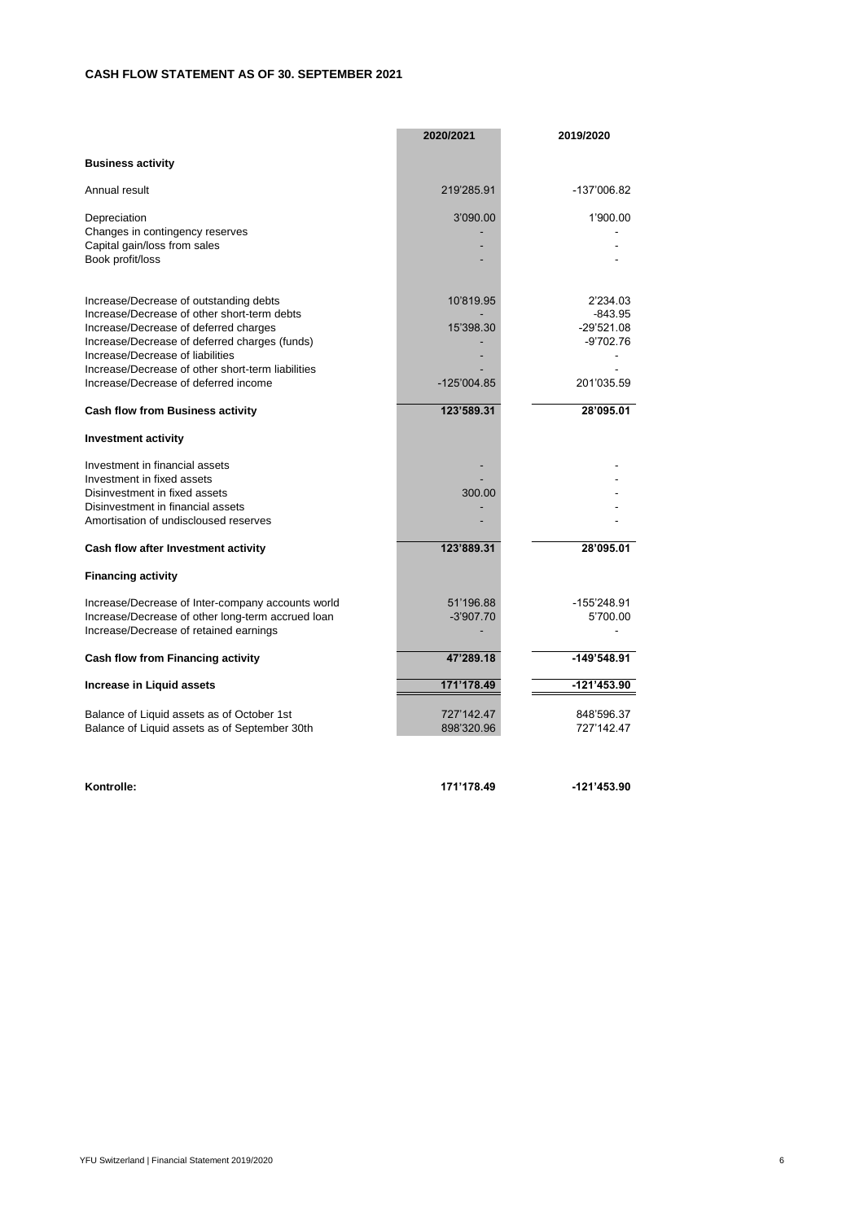## CASH FLOW STATEMENT AS OF 30. SEPTEMBER 2021

| | 2020/2021 | 2019/2020 |
|---|---|---|
| **Business activity** | | |
| Annual result | 219'285.91 | -137'006.82 |
| Depreciation | 3'090.00 | 1'900.00 |
| Changes in contingency reserves | - | - |
| Capital gain/loss from sales | - | - |
| Book profit/loss | - | - |
| Increase/Decrease of outstanding debts | 10'819.95 | 2'234.03 |
| Increase/Decrease of other short-term debts | - | -843.95 |
| Increase/Decrease of deferred charges | 15'398.30 | -29'521.08 |
| Increase/Decrease of deferred charges (funds) | - | -9'702.76 |
| Increase/Decrease of liabilities | - | - |
| Increase/Decrease of other short-term liabilities | - | - |
| Increase/Decrease of deferred income | -125'004.85 | 201'035.59 |
| **Cash flow from Business activity** | **123'589.31** | **28'095.01** |
| **Investment activity** | | |
| Investment in financial assets | - | - |
| Investment in fixed assets | - | - |
| Disinvestment in fixed assets | 300.00 | - |
| Disinvestment in financial assets | - | - |
| Amortisation of undisclosed reserves | - | - |
| **Cash flow after Investment activity** | **123'889.31** | **28'095.01** |
| **Financing activity** | | |
| Increase/Decrease of Inter-company accounts world | 51'196.88 | -155'248.91 |
| Increase/Decrease of other long-term accrued loan | -3'907.70 | 5'700.00 |
| Increase/Decrease of retained earnings | - | - |
| **Cash flow from Financing activity** | **47'289.18** | **-149'548.91** |
| **Increase in Liquid assets** | **171'178.49** | **-121'453.90** |
| Balance of Liquid assets as of October 1st | 727'142.47 | 848'596.37 |
| Balance of Liquid assets as of September 30th | 898'320.96 | 727'142.47 |
| **Kontrolle:** | **171'178.49** | **-121'453.90** |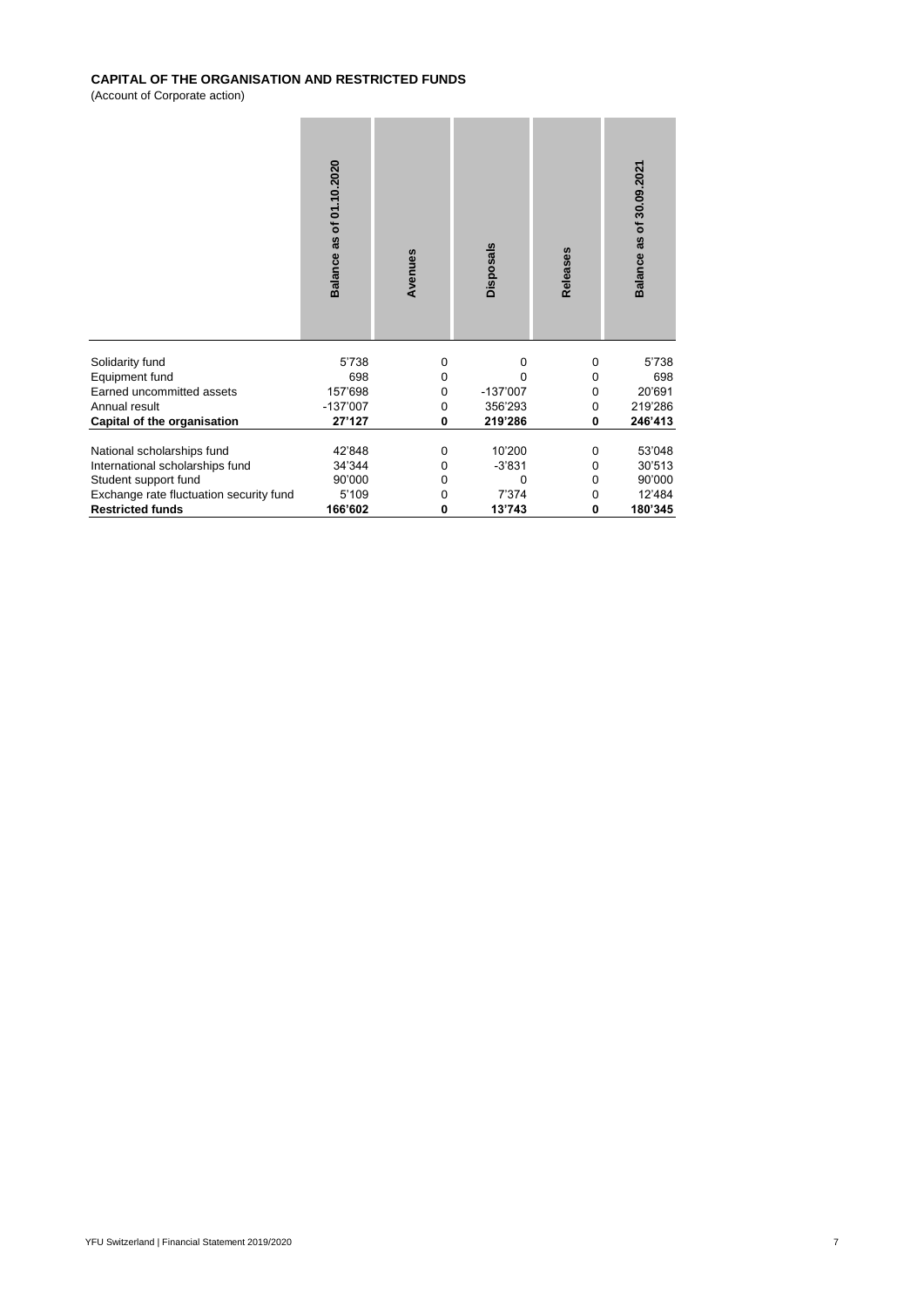**CAPITAL OF THE ORGANISATION AND RESTRICTED FUNDS**
(Account of Corporate action)

| | Balance as of 01.10.2020 | Avenues | Disposals | Releases | Balance as of 30.09.2021 |
|---|---|---|---|---|---|
| Solidarity fund | 5'738 | 0 | 0 | 0 | 5'738 |
| Equipment fund | 698 | 0 | 0 | 0 | 698 |
| Earned uncommitted assets | 157'698 | 0 | -137'007 | 0 | 20'691 |
| Annual result | -137'007 | 0 | 356'293 | 0 | 219'286 |
| **Capital of the organisation** | **27'127** | **0** | **219'286** | **0** | **246'413** |
| | | | | | |
| National scholarships fund | 42'848 | 0 | 10'200 | 0 | 53'048 |
| International scholarships fund | 34'344 | 0 | -3'831 | 0 | 30'513 |
| Student support fund | 90'000 | 0 | 0 | 0 | 90'000 |
| Exchange rate fluctuation security fund | 5'109 | 0 | 7'374 | 0 | 12'484 |
| **Restricted funds** | **166'602** | **0** | **13'743** | **0** | **180'345** |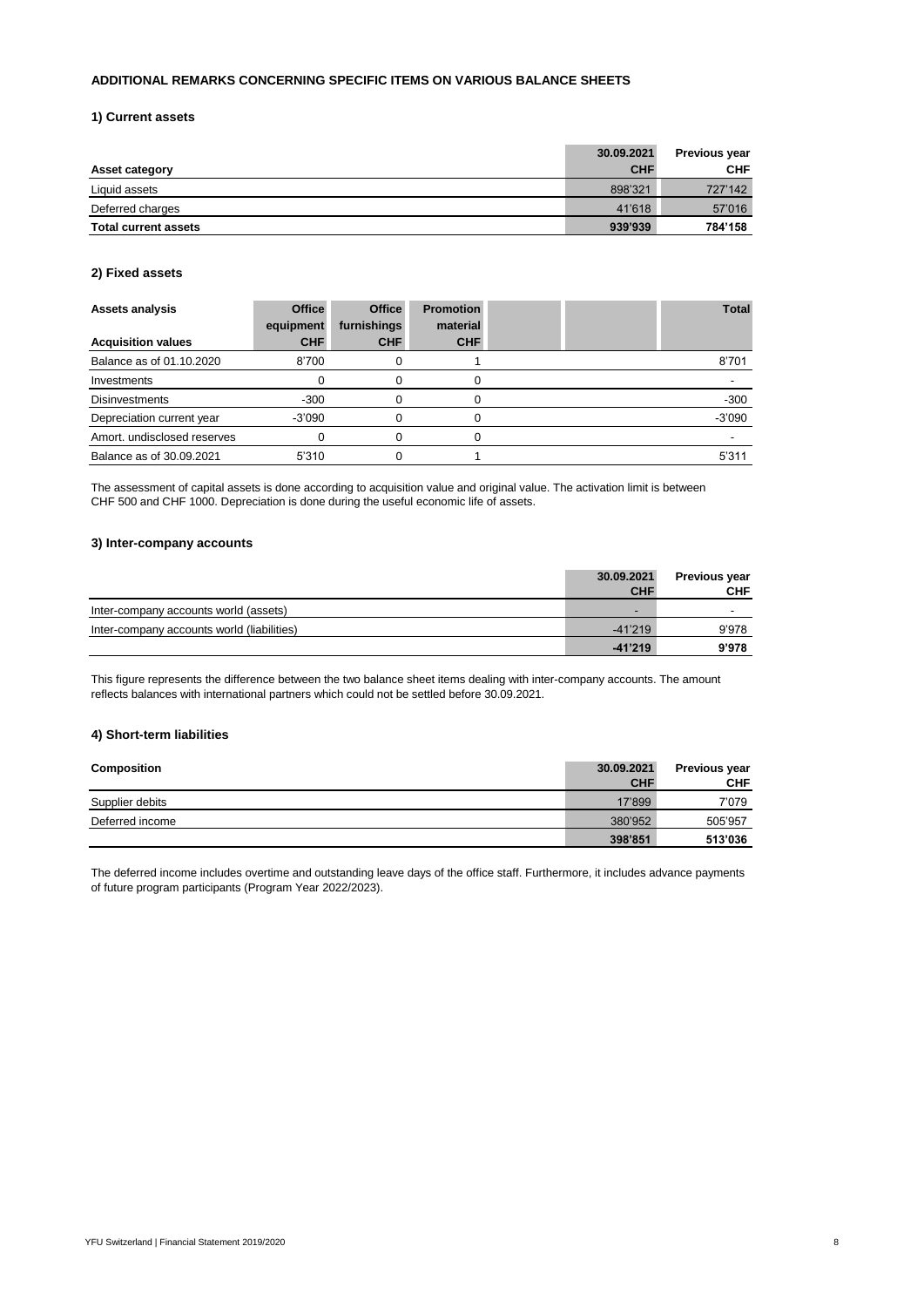### ADDITIONAL REMARKS CONCERNING SPECIFIC ITEMS ON VARIOUS BALANCE SHEETS

#### 1) Current assets

| Asset category | 30.09.2021 CHF | Previous year CHF |
|---|---|---|
| Liquid assets | 898'321 | 727'142 |
| Deferred charges | 41'618 | 57'016 |
| **Total current assets** | **939'939** | **784'158** |

#### 2) Fixed assets

| Assets analysis<br>Acquisition values | Office equipment CHF | Office furnishings CHF | Promotion material CHF | | | Total |
|---|---|---|---|---|---|---|
| Balance as of 01.10.2020 | 8'700 | 0 | 1 | | | 8'701 |
| Investments | 0 | 0 | 0 | | | - |
| Disinvestments | -300 | 0 | 0 | | | -300 |
| Depreciation current year | -3'090 | 0 | 0 | | | -3'090 |
| Amort. undisclosed reserves | 0 | 0 | 0 | | | - |
| Balance as of 30.09.2021 | 5'310 | 0 | 1 | | | 5'311 |

The assessment of capital assets is done according to acquisition value and original value. The activation limit is between CHF 500 and CHF 1000. Depreciation is done during the useful economic life of assets.

#### 3) Inter-company accounts

| | 30.09.2021 CHF | Previous year CHF |
|---|---|---|
| Inter-company accounts world (assets) | - | - |
| Inter-company accounts world (liabilities) | -41'219 | 9'978 |
| | **-41'219** | **9'978** |

This figure represents the difference between the two balance sheet items dealing with inter-company accounts. The amount reflects balances with international partners which could not be settled before 30.09.2021.

#### 4) Short-term liabilities

| Composition | 30.09.2021 CHF | Previous year CHF |
|---|---|---|
| Supplier debits | 17'899 | 7'079 |
| Deferred income | 380'952 | 505'957 |
| | **398'851** | **513'036** |

The deferred income includes overtime and outstanding leave days of the office staff. Furthermore, it includes advance payments of future program participants (Program Year 2022/2023).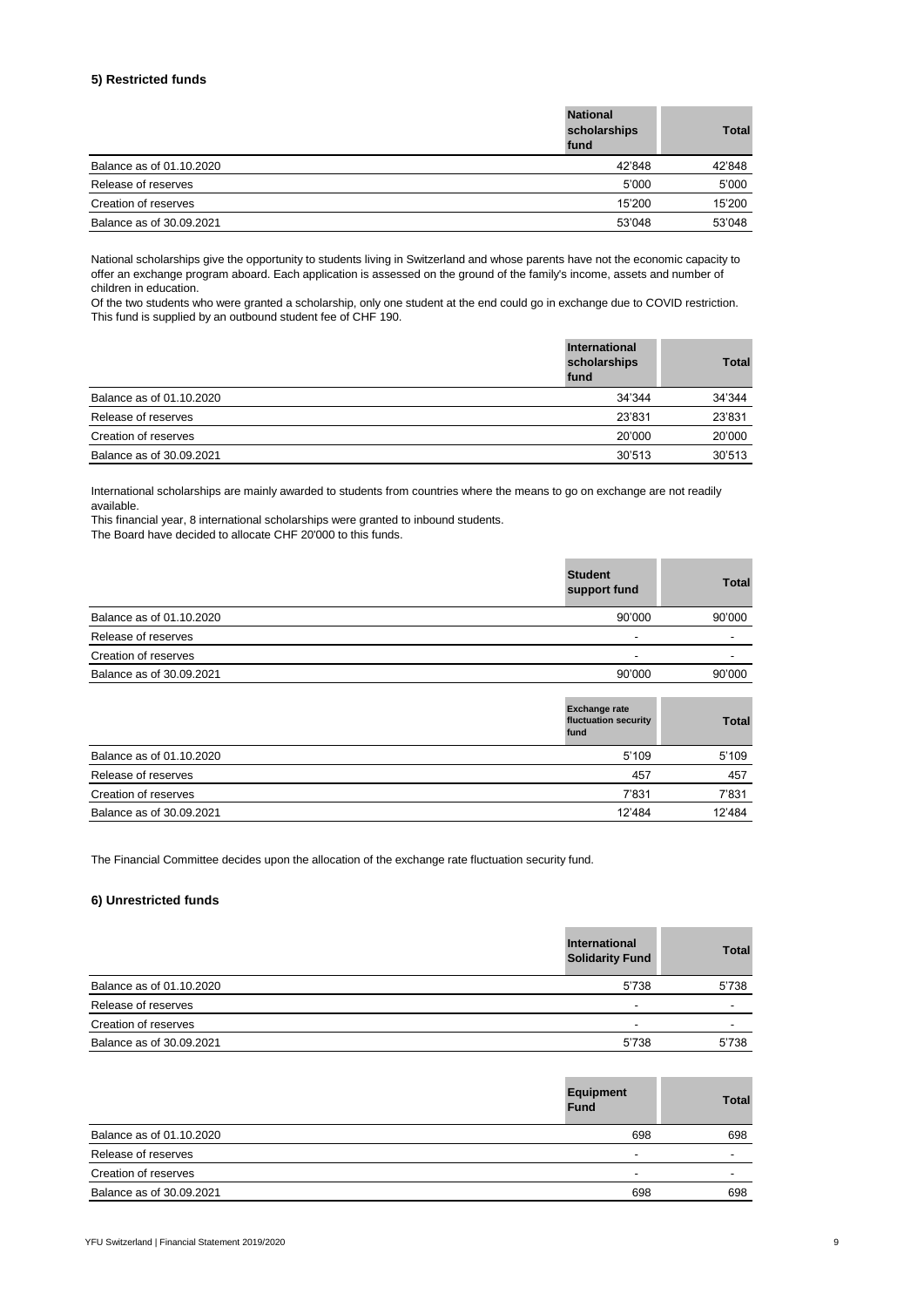### 5) Restricted funds

| | National scholarships fund | Total |
|---|---|---|
| Balance as of 01.10.2020 | 42'848 | 42'848 |
| Release of reserves | 5'000 | 5'000 |
| Creation of reserves | 15'200 | 15'200 |
| Balance as of 30.09.2021 | 53'048 | 53'048 |

National scholarships give the opportunity to students living in Switzerland and whose parents have not the economic capacity to offer an exchange program aboard. Each application is assessed on the ground of the family's income, assets and number of children in education.
Of the two students who were granted a scholarship, only one student at the end could go in exchange due to COVID restriction.
This fund is supplied by an outbound student fee of CHF 190.

| | International scholarships fund | Total |
|---|---|---|
| Balance as of 01.10.2020 | 34'344 | 34'344 |
| Release of reserves | 23'831 | 23'831 |
| Creation of reserves | 20'000 | 20'000 |
| Balance as of 30.09.2021 | 30'513 | 30'513 |

International scholarships are mainly awarded to students from countries where the means to go on exchange are not readily available.
This financial year, 8 international scholarships were granted to inbound students.
The Board have decided to allocate CHF 20'000 to this funds.

| | Student support fund | Total |
|---|---|---|
| Balance as of 01.10.2020 | 90'000 | 90'000 |
| Release of reserves | - | - |
| Creation of reserves | - | - |
| Balance as of 30.09.2021 | 90'000 | 90'000 |

| | Exchange rate fluctuation security fund | Total |
|---|---|---|
| Balance as of 01.10.2020 | 5'109 | 5'109 |
| Release of reserves | 457 | 457 |
| Creation of reserves | 7'831 | 7'831 |
| Balance as of 30.09.2021 | 12'484 | 12'484 |

The Financial Committee decides upon the allocation of the exchange rate fluctuation security fund.

### 6) Unrestricted funds

| | International Solidarity Fund | Total |
|---|---|---|
| Balance as of 01.10.2020 | 5'738 | 5'738 |
| Release of reserves | - | - |
| Creation of reserves | - | - |
| Balance as of 30.09.2021 | 5'738 | 5'738 |

| | Equipment Fund | Total |
|---|---|---|
| Balance as of 01.10.2020 | 698 | 698 |
| Release of reserves | - | - |
| Creation of reserves | - | - |
| Balance as of 30.09.2021 | 698 | 698 |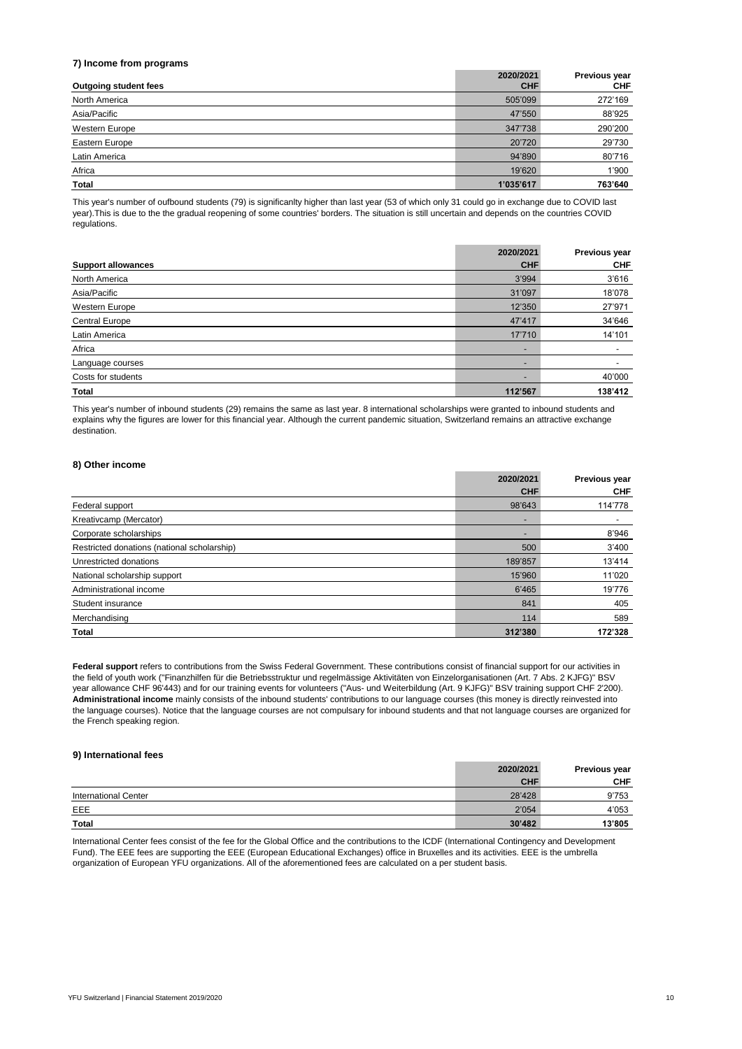### 7) Income from programs

| Outgoing student fees | 2020/2021 CHF | Previous year CHF |
|---|---|---|
| North America | 505'099 | 272'169 |
| Asia/Pacific | 47'550 | 88'925 |
| Western Europe | 347'738 | 290'200 |
| Eastern Europe | 20'720 | 29'730 |
| Latin America | 94'890 | 80'716 |
| Africa | 19'620 | 1'900 |
| **Total** | **1'035'617** | **763'640** |

This year's number of oufbound students (79) is significanlty higher than last year (53 of which only 31 could go in exchange due to COVID last year).This is due to the the gradual reopening of some countries' borders. The situation is still uncertain and depends on the countries COVID regulations.

| Support allowances | 2020/2021 CHF | Previous year CHF |
|---|---|---|
| North America | 3'994 | 3'616 |
| Asia/Pacific | 31'097 | 18'078 |
| Western Europe | 12'350 | 27'971 |
| Central Europe | 47'417 | 34'646 |
| Latin America | 17'710 | 14'101 |
| Africa | - | - |
| Language courses | - | - |
| Costs for students | - | 40'000 |
| **Total** | **112'567** | **138'412** |

This year's number of inbound students (29) remains the same as last year. 8 international scholarships were granted to inbound students and explains why the figures are lower for this financial year. Although the current pandemic situation, Switzerland remains an attractive exchange destination.

### 8) Other income

| | 2020/2021 CHF | Previous year CHF |
|---|---|---|
| Federal support | 98'643 | 114'778 |
| Kreativcamp (Mercator) | - | - |
| Corporate scholarships | - | 8'946 |
| Restricted donations (national scholarship) | 500 | 3'400 |
| Unrestricted donations | 189'857 | 13'414 |
| National scholarship support | 15'960 | 11'020 |
| Administrational income | 6'465 | 19'776 |
| Student insurance | 841 | 405 |
| Merchandising | 114 | 589 |
| **Total** | **312'380** | **172'328** |

**Federal support** refers to contributions from the Swiss Federal Government. These contributions consist of financial support for our activities in the field of youth work ("Finanzhilfen für die Betriebsstruktur und regelmässige Aktivitäten von Einzelorganisationen (Art. 7 Abs. 2 KJFG)" BSV year allowance CHF 96'443) and for our training events for volunteers ("Aus- und Weiterbildung (Art. 9 KJFG)" BSV training support CHF 2'200). **Administrational income** mainly consists of the inbound students' contributions to our language courses (this money is directly reinvested into the language courses). Notice that the language courses are not compulsary for inbound students and that not language courses are organized for the French speaking region.

### 9) International fees

| | 2020/2021 CHF | Previous year CHF |
|---|---|---|
| International Center | 28'428 | 9'753 |
| EEE | 2'054 | 4'053 |
| **Total** | **30'482** | **13'805** |

International Center fees consist of the fee for the Global Office and the contributions to the ICDF (International Contingency and Development Fund). The EEE fees are supporting the EEE (European Educational Exchanges) office in Bruxelles and its activities. EEE is the umbrella organization of European YFU organizations. All of the aforementioned fees are calculated on a per student basis.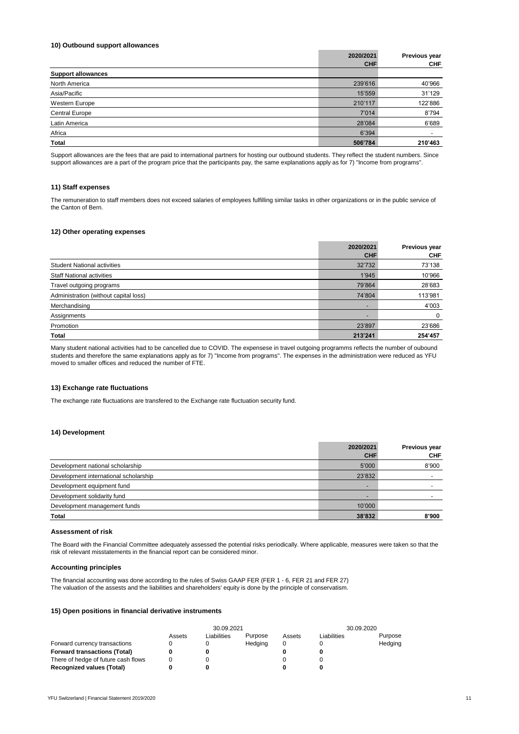#### 10) Outbound support allowances

| | 2020/2021 CHF | Previous year CHF |
|---|---|---|
| **Support allowances** | | |
| North America | 239'616 | 40'966 |
| Asia/Pacific | 15'559 | 31'129 |
| Western Europe | 210'117 | 122'886 |
| Central Europe | 7'014 | 8'794 |
| Latin America | 28'084 | 6'689 |
| Africa | 6'394 | - |
| **Total** | **506'784** | **210'463** |

Support allowances are the fees that are paid to international partners for hosting our outbound students. They reflect the student numbers. Since support allowances are a part of the program price that the participants pay, the same explanations apply as for 7) "Income from programs".

#### 11) Staff expenses

The remuneration to staff members does not exceed salaries of employees fulfilling similar tasks in other organizations or in the public service of the Canton of Bern.

#### 12) Other operating expenses

| | 2020/2021 CHF | Previous year CHF |
|---|---|---|
| Student National activities | 32'732 | 73'138 |
| Staff National activities | 1'945 | 10'966 |
| Travel outgoing programs | 79'864 | 28'683 |
| Administration (without capital loss) | 74'804 | 113'981 |
| Merchandising | - | 4'003 |
| Assignments | - | 0 |
| Promotion | 23'897 | 23'686 |
| **Total** | **213'241** | **254'457** |

Many student national activities had to be cancelled due to COVID. The expensese in travel outgoing programms reflects the number of oubound students and therefore the same explanations apply as for 7) "Income from programs". The expenses in the administration were reduced as YFU moved to smaller offices and reduced the number of FTE.

#### 13) Exchange rate fluctuations

The exchange rate fluctuations are transfered to the Exchange rate fluctuation security fund.

#### 14) Development

| | 2020/2021 CHF | Previous year CHF |
|---|---|---|
| Development national scholarship | 5'000 | 8'900 |
| Development international scholarship | 23'832 | - |
| Development equipment fund | - | - |
| Development solidarity fund | - | - |
| Development management funds | 10'000 | |
| **Total** | **38'832** | **8'900** |

#### Assessment of risk

The Board with the Financial Committee adequately assessed the potential risks periodically. Where applicable, measures were taken so that the risk of relevant misstatements in the financial report can be considered minor.

#### Accounting principles

The financial accounting was done according to the rules of Swiss GAAP FER (FER 1 - 6, FER 21 and FER 27)
The valuation of the assests and the liabilities and shareholders' equity is done by the principle of conservatism.

#### 15) Open positions in financial derivative instruments

| | 30.09.2021 | | | 30.09.2020 | | |
|---|---|---|---|---|---|---|
| | Assets | Liabilities | Purpose | Assets | Liabilities | Purpose |
| Forward currency transactions | 0 | 0 | Hedging | 0 | 0 | Hedging |
| **Forward transactions (Total)** | **0** | **0** | | **0** | **0** | |
| There of hedge of future cash flows | 0 | 0 | | 0 | 0 | |
| **Recognized values (Total)** | **0** | **0** | | **0** | **0** | |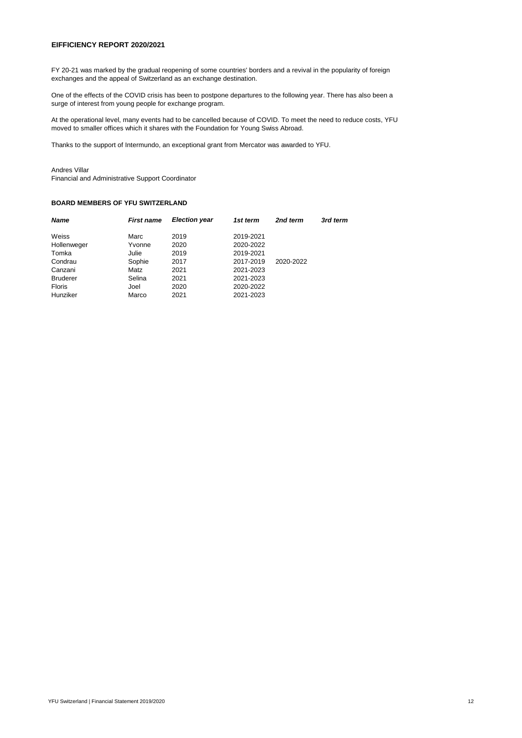## EIFFICIENCY REPORT 2020/2021

FY 20-21 was marked by the gradual reopening of some countries' borders and a revival in the popularity of foreign exchanges and the appeal of Switzerland as an exchange destination.

One of the effects of the COVID crisis has been to postpone departures to the following year. There has also been a surge of interest from young people for exchange program.

At the operational level, many events had to be cancelled because of COVID. To meet the need to reduce costs, YFU moved to smaller offices which it shares with the Foundation for Young Swiss Abroad.

Thanks to the support of Intermundo, an exceptional grant from Mercator was awarded to YFU.

Andres Villar
Financial and Administrative Support Coordinator

## BOARD MEMBERS OF YFU SWITZERLAND

| *Name* | *First name* | *Election year* | *1st term* | *2nd term* | *3rd term* |
|---|---|---|---|---|---|
| Weiss | Marc | 2019 | 2019-2021 | | |
| Hollenweger | Yvonne | 2020 | 2020-2022 | | |
| Tomka | Julie | 2019 | 2019-2021 | | |
| Condrau | Sophie | 2017 | 2017-2019 | 2020-2022 | |
| Canzani | Matz | 2021 | 2021-2023 | | |
| Bruderer | Selina | 2021 | 2021-2023 | | |
| Floris | Joel | 2020 | 2020-2022 | | |
| Hunziker | Marco | 2021 | 2021-2023 | | |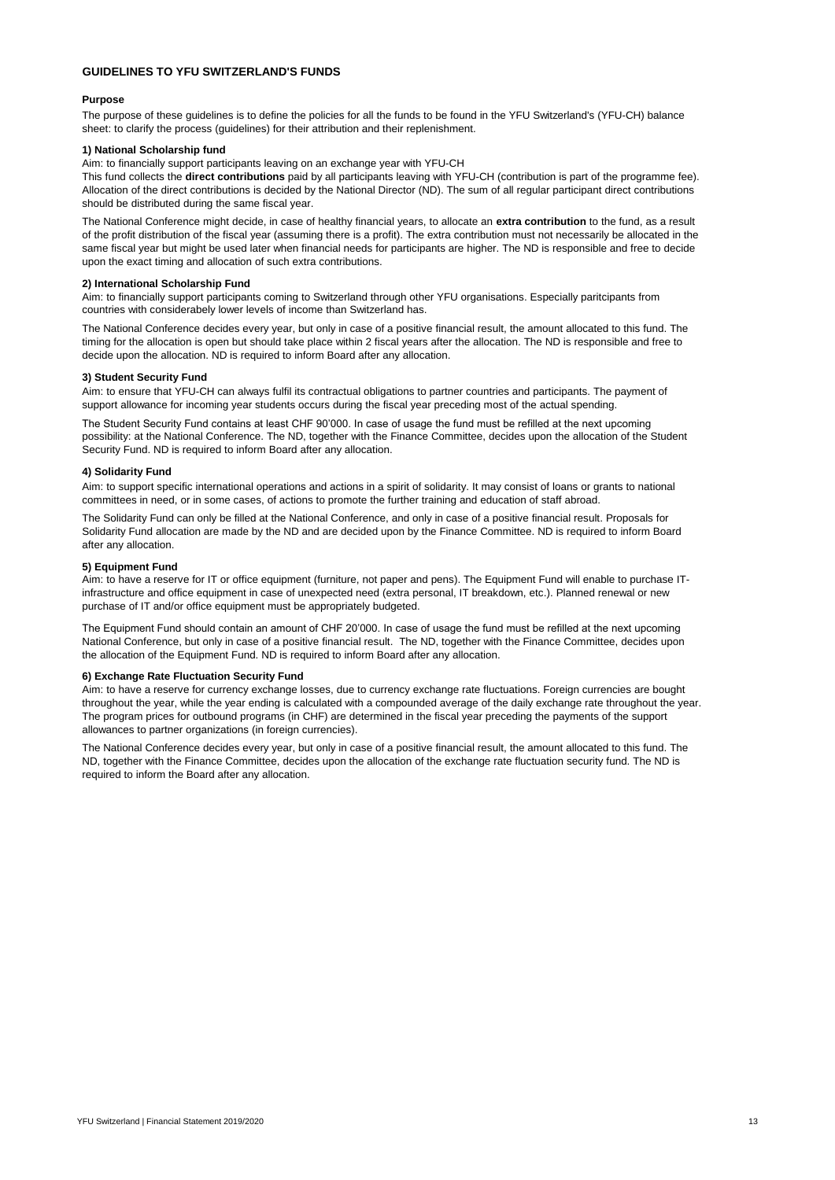## GUIDELINES TO YFU SWITZERLAND'S FUNDS

### Purpose

The purpose of these guidelines is to define the policies for all the funds to be found in the YFU Switzerland's (YFU-CH) balance sheet: to clarify the process (guidelines) for their attribution and their replenishment.

### 1) National Scholarship fund

Aim: to financially support participants leaving on an exchange year with YFU-CH

This fund collects the **direct contributions** paid by all participants leaving with YFU-CH (contribution is part of the programme fee). Allocation of the direct contributions is decided by the National Director (ND). The sum of all regular participant direct contributions should be distributed during the same fiscal year.

The National Conference might decide, in case of healthy financial years, to allocate an **extra contribution** to the fund, as a result of the profit distribution of the fiscal year (assuming there is a profit). The extra contribution must not necessarily be allocated in the same fiscal year but might be used later when financial needs for participants are higher. The ND is responsible and free to decide upon the exact timing and allocation of such extra contributions.

### 2) International Scholarship Fund

Aim: to financially support participants coming to Switzerland through other YFU organisations. Especially paritcipants from countries with considerably lower levels of income than Switzerland has.

The National Conference decides every year, but only in case of a positive financial result, the amount allocated to this fund. The timing for the allocation is open but should take place within 2 fiscal years after the allocation. The ND is responsible and free to decide upon the allocation. ND is required to inform Board after any allocation.

### 3) Student Security Fund

Aim: to ensure that YFU-CH can always fulfil its contractual obligations to partner countries and participants. The payment of support allowance for incoming year students occurs during the fiscal year preceding most of the actual spending.

The Student Security Fund contains at least CHF 90'000. In case of usage the fund must be refilled at the next upcoming possibility: at the National Conference. The ND, together with the Finance Committee, decides upon the allocation of the Student Security Fund. ND is required to inform Board after any allocation.

### 4) Solidarity Fund

Aim: to support specific international operations and actions in a spirit of solidarity. It may consist of loans or grants to national committees in need, or in some cases, of actions to promote the further training and education of staff abroad.

The Solidarity Fund can only be filled at the National Conference, and only in case of a positive financial result. Proposals for Solidarity Fund allocation are made by the ND and are decided upon by the Finance Committee. ND is required to inform Board after any allocation.

### 5) Equipment Fund

Aim: to have a reserve for IT or office equipment (furniture, not paper and pens). The Equipment Fund will enable to purchase IT-infrastructure and office equipment in case of unexpected need (extra personal, IT breakdown, etc.). Planned renewal or new purchase of IT and/or office equipment must be appropriately budgeted.

The Equipment Fund should contain an amount of CHF 20'000. In case of usage the fund must be refilled at the next upcoming National Conference, but only in case of a positive financial result. The ND, together with the Finance Committee, decides upon the allocation of the Equipment Fund. ND is required to inform Board after any allocation.

### 6) Exchange Rate Fluctuation Security Fund

Aim: to have a reserve for currency exchange losses, due to currency exchange rate fluctuations. Foreign currencies are bought throughout the year, while the year ending is calculated with a compounded average of the daily exchange rate throughout the year. The program prices for outbound programs (in CHF) are determined in the fiscal year preceding the payments of the support allowances to partner organizations (in foreign currencies).

The National Conference decides every year, but only in case of a positive financial result, the amount allocated to this fund. The ND, together with the Finance Committee, decides upon the allocation of the exchange rate fluctuation security fund. The ND is required to inform the Board after any allocation.